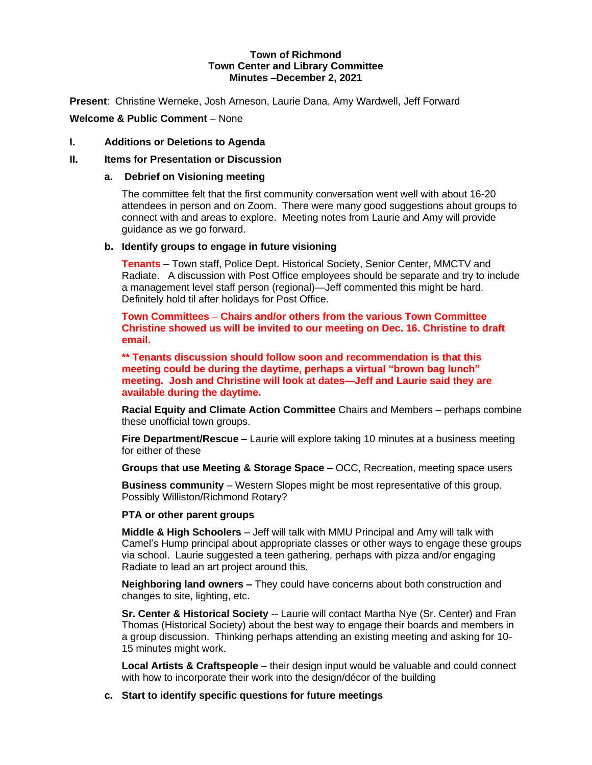**Town of Richmond**
**Town Center and Library Committee**
**Minutes –December 2, 2021**

**Present**: Christine Werneke, Josh Arneson, Laurie Dana, Amy Wardwell, Jeff Forward

**Welcome & Public Comment** – None

**I. Additions or Deletions to Agenda**

**II. Items for Presentation or Discussion**

**a. Debrief on Visioning meeting**

The committee felt that the first community conversation went well with about 16-20 attendees in person and on Zoom. There were many good suggestions about groups to connect with and areas to explore. Meeting notes from Laurie and Amy will provide guidance as we go forward.

**b. Identify groups to engage in future visioning**

**Tenants** – Town staff, Police Dept. Historical Society, Senior Center, MMCTV and Radiate. A discussion with Post Office employees should be separate and try to include a management level staff person (regional)—Jeff commented this might be hard. Definitely hold til after holidays for Post Office.

**Town Committees – Chairs and/or others from the various Town Committee Christine showed us will be invited to our meeting on Dec. 16. Christine to draft email.**

**\*\* Tenants discussion should follow soon and recommendation is that this meeting could be during the daytime, perhaps a virtual "brown bag lunch" meeting. Josh and Christine will look at dates—Jeff and Laurie said they are available during the daytime.**

**Racial Equity and Climate Action Committee** Chairs and Members – perhaps combine these unofficial town groups.

**Fire Department/Rescue –** Laurie will explore taking 10 minutes at a business meeting for either of these

**Groups that use Meeting & Storage Space –** OCC, Recreation, meeting space users

**Business community** – Western Slopes might be most representative of this group. Possibly Williston/Richmond Rotary?

**PTA or other parent groups**

**Middle & High Schoolers** – Jeff will talk with MMU Principal and Amy will talk with Camel's Hump principal about appropriate classes or other ways to engage these groups via school. Laurie suggested a teen gathering, perhaps with pizza and/or engaging Radiate to lead an art project around this.

**Neighboring land owners –** They could have concerns about both construction and changes to site, lighting, etc.

**Sr. Center & Historical Society** -- Laurie will contact Martha Nye (Sr. Center) and Fran Thomas (Historical Society) about the best way to engage their boards and members in a group discussion. Thinking perhaps attending an existing meeting and asking for 10-15 minutes might work.

**Local Artists & Craftspeople** – their design input would be valuable and could connect with how to incorporate their work into the design/décor of the building

**c. Start to identify specific questions for future meetings**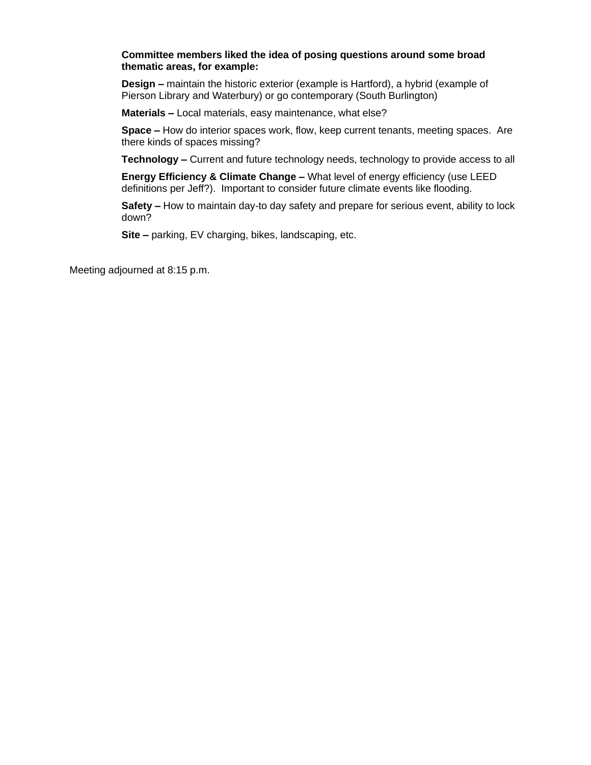**Committee members liked the idea of posing questions around some broad thematic areas, for example:**

**Design –** maintain the historic exterior (example is Hartford), a hybrid (example of Pierson Library and Waterbury) or go contemporary (South Burlington)

**Materials –** Local materials, easy maintenance, what else?

**Space –** How do interior spaces work, flow, keep current tenants, meeting spaces. Are there kinds of spaces missing?

**Technology –** Current and future technology needs, technology to provide access to all

**Energy Efficiency & Climate Change –** What level of energy efficiency (use LEED definitions per Jeff?). Important to consider future climate events like flooding.

**Safety –** How to maintain day-to day safety and prepare for serious event, ability to lock down?

**Site –** parking, EV charging, bikes, landscaping, etc.

Meeting adjourned at 8:15 p.m.